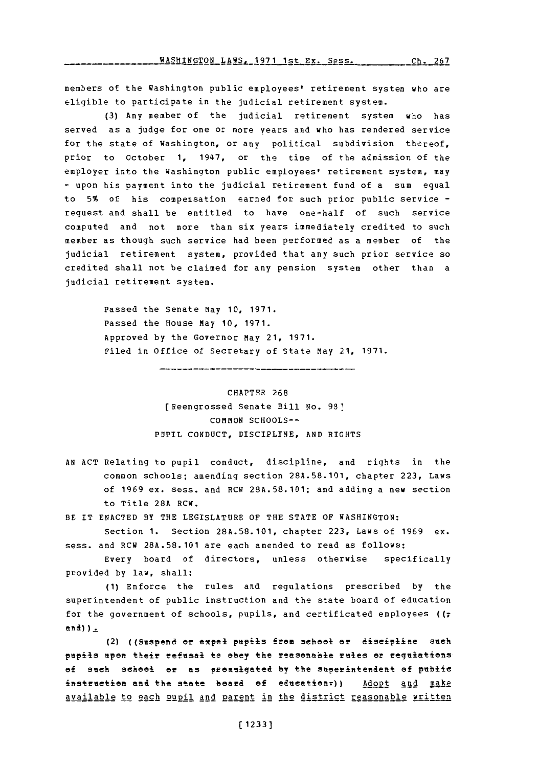members of the Washington public employees' retirement system who are eligible to participate in the judicial retirement system.

(3) Any member of the judicial retirement system who has served as a judge for one or more years and who has rendered service for the state of Washington, or any political subdivision thereof, prior to October 1, 1947, or the time of the admission of the employer into the Washington public employees' retirement system, may - upon his payment into the judicial retirement fund of a sum equal to 5% of his compensation earned for such prior public service - request and shall be entitled to have one-half of such service computed and not more than six years immediately credited to such member as though such service had been performed as a member of the judicial retirement system, provided that any such prior service so credited shall not be claimed for any pension system other than a judicial retirement system.

Passed the Senate May 10, 1971.
Passed the House May 10, 1971.
Approved by the Governor May 21, 1971.
Filed in Office of Secretary of State May 21, 1971.

---

CHAPTER 268
[Reengrossed Senate Bill No. 98]
COMMON SCHOOLS--
PUPIL CONDUCT, DISCIPLINE, AND RIGHTS

AN ACT Relating to pupil conduct, discipline, and rights in the common schools; amending section 28A.58.101, chapter 223, Laws of 1969 ex. sess. and RCW 28A.58.101; and adding a new section to Title 28A RCW.

BE IT ENACTED BY THE LEGISLATURE OF THE STATE OF WASHINGTON:

Section 1. Section 28A.58.101, chapter 223, Laws of 1969 ex. sess. and RCW 28A.58.101 are each amended to read as follows:

Every board of directors, unless otherwise specifically provided by law, shall:

(1) Enforce the rules and regulations prescribed by the superintendent of public instruction and the state board of education for the government of schools, pupils, and certificated employees ((; and))_.

(2) ((Suspend or expel pupils from school or discipline such pupils upon their refusal to obey the reasonable rules or regulations of such school or as promulgated by the superintendent of public instruction and the state board of education;)) Adopt and make available to each pupil and parent in the district reasonable written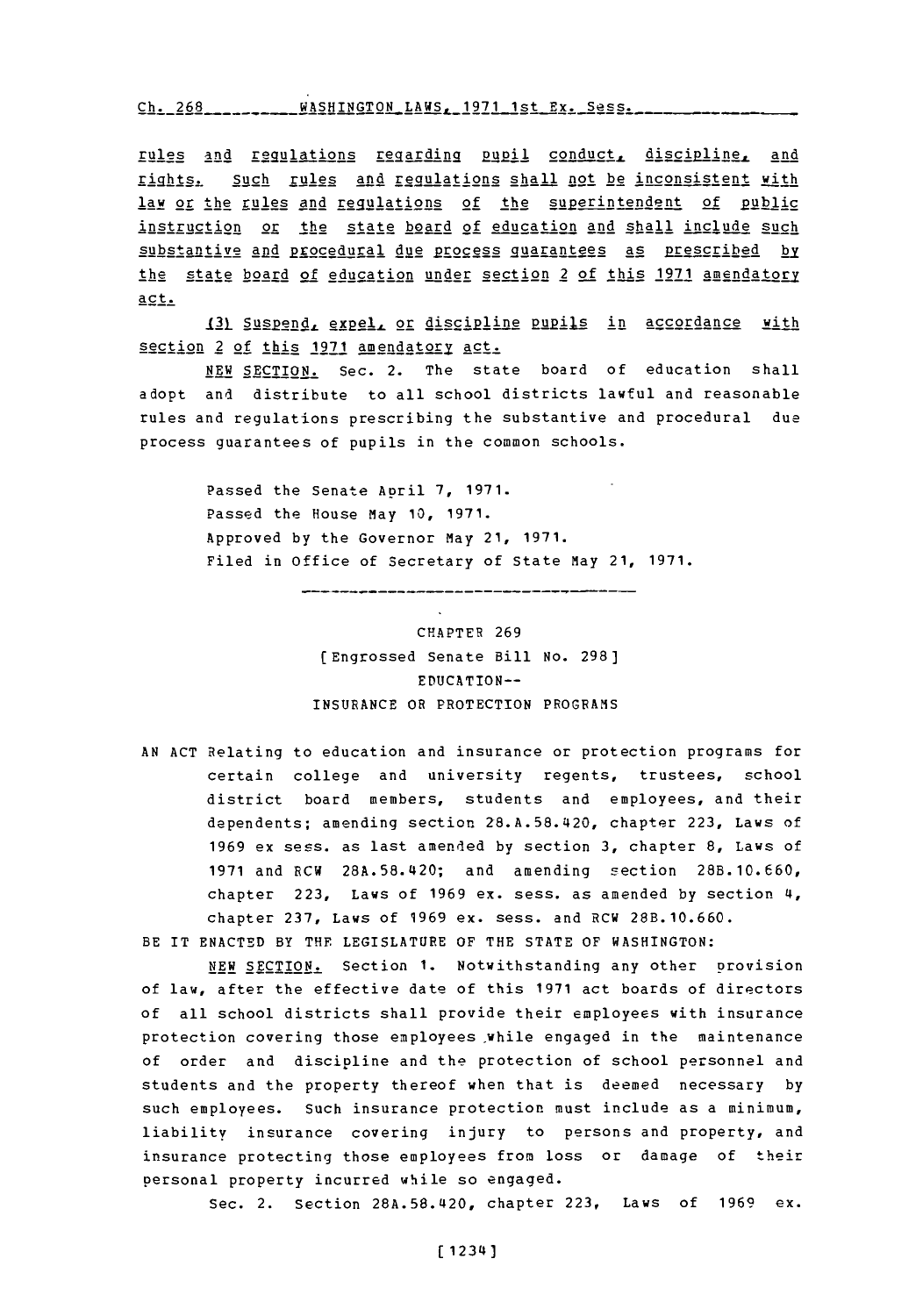rules and regulations regarding pupil conduct, discipline, and rights. Such rules and regulations shall not be inconsistent with law or the rules and regulations of the superintendent of public instruction or the state board of education and shall include such substantive and procedural due process guarantees as prescribed by the state board of education under section 2 of this 1971 amendatory act.

(3) Suspend, expel, or discipline pupils in accordance with section 2 of this 1971 amendatory act.

NEW SECTION. Sec. 2. The state board of education shall adopt and distribute to all school districts lawful and reasonable rules and regulations prescribing the substantive and procedural due process guarantees of pupils in the common schools.

Passed the Senate April 7, 1971.
Passed the House May 10, 1971.
Approved by the Governor May 21, 1971.
Filed in Office of Secretary of State May 21, 1971.

---

CHAPTER 269
[Engrossed Senate Bill No. 298]
EDUCATION--
INSURANCE OR PROTECTION PROGRAMS

AN ACT Relating to education and insurance or protection programs for certain college and university regents, trustees, school district board members, students and employees, and their dependents; amending section 28.A.58.420, chapter 223, Laws of 1969 ex sess. as last amended by section 3, chapter 8, Laws of 1971 and RCW 28A.58.420; and amending section 28B.10.660, chapter 223, Laws of 1969 ex. sess. as amended by section 4, chapter 237, Laws of 1969 ex. sess. and RCW 28B.10.660.

BE IT ENACTED BY THE LEGISLATURE OF THE STATE OF WASHINGTON:

NEW SECTION. Section 1. Notwithstanding any other provision of law, after the effective date of this 1971 act boards of directors of all school districts shall provide their employees with insurance protection covering those employees while engaged in the maintenance of order and discipline and the protection of school personnel and students and the property thereof when that is deemed necessary by such employees. Such insurance protection must include as a minimum, liability insurance covering injury to persons and property, and insurance protecting those employees from loss or damage of their personal property incurred while so engaged.

Sec. 2. Section 28A.58.420, chapter 223, Laws of 1969 ex.